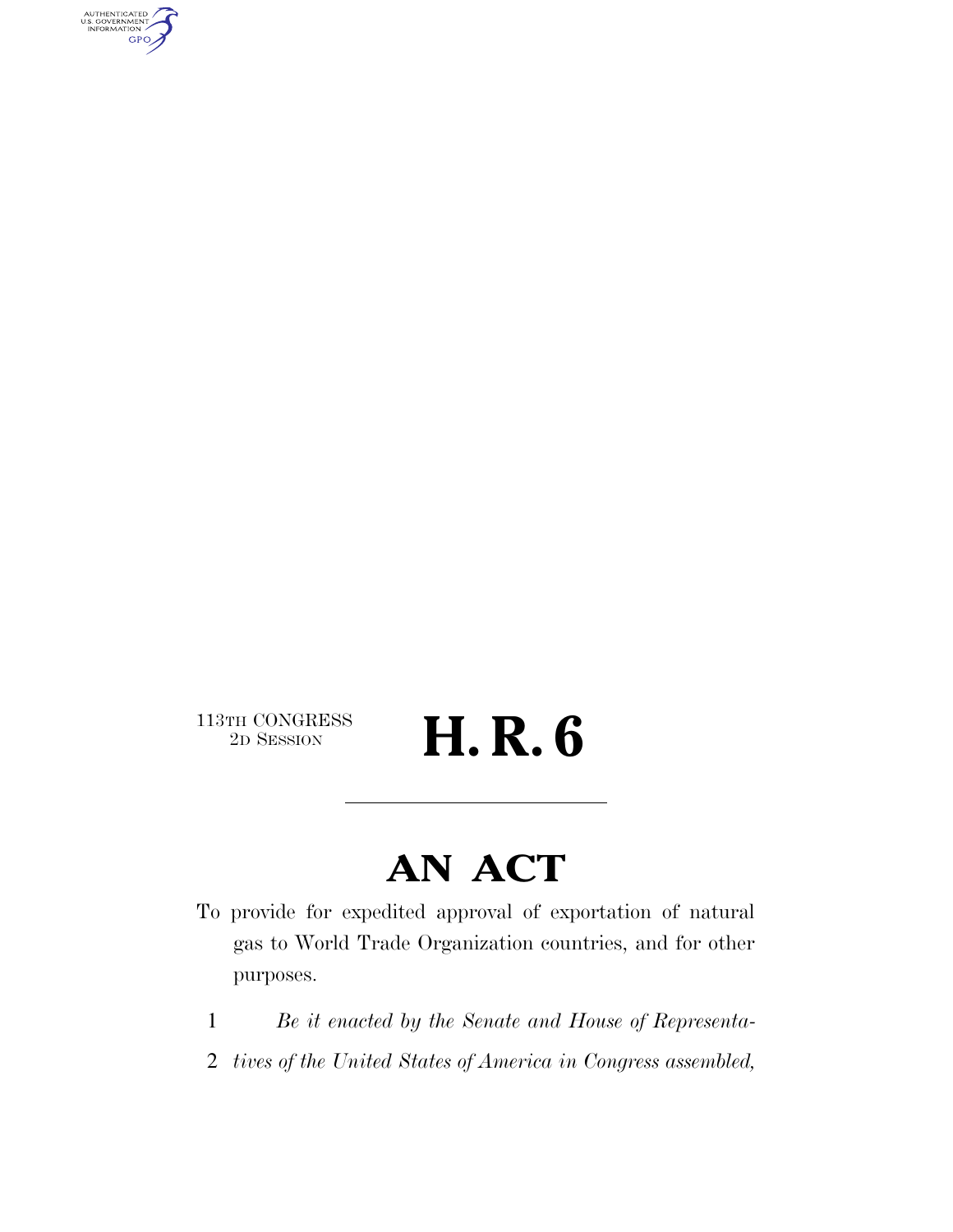113TH CONGRESS
2D SESSION

# H. R. 6

## AN ACT

To provide for expedited approval of exportation of natural gas to World Trade Organization countries, and for other purposes.

1 *Be it enacted by the Senate and House of Representa-*
2 *tives of the United States of America in Congress assembled,*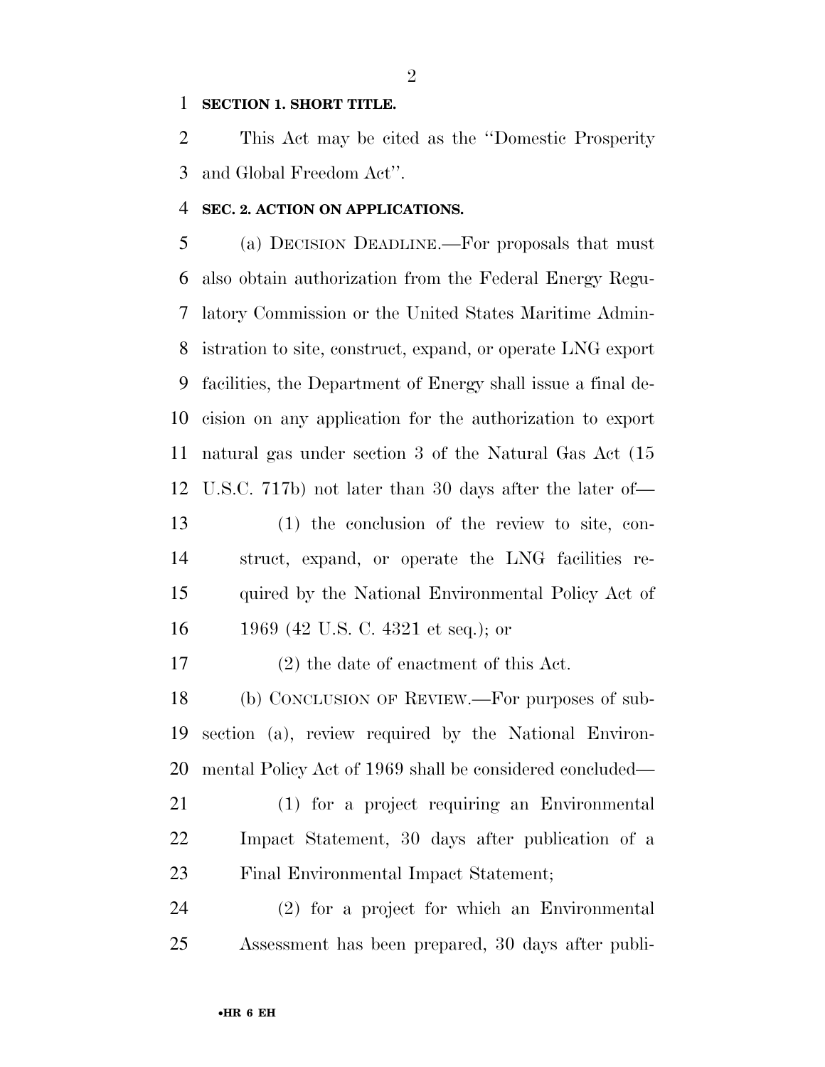**SECTION 1. SHORT TITLE.**

This Act may be cited as the ''Domestic Prosperity and Global Freedom Act''.

**SEC. 2. ACTION ON APPLICATIONS.**

(a) DECISION DEADLINE.—For proposals that must also obtain authorization from the Federal Energy Regulatory Commission or the United States Maritime Administration to site, construct, expand, or operate LNG export facilities, the Department of Energy shall issue a final decision on any application for the authorization to export natural gas under section 3 of the Natural Gas Act (15 U.S.C. 717b) not later than 30 days after the later of—

(1) the conclusion of the review to site, construct, expand, or operate the LNG facilities required by the National Environmental Policy Act of 1969 (42 U.S. C. 4321 et seq.); or

(2) the date of enactment of this Act.

(b) CONCLUSION OF REVIEW.—For purposes of subsection (a), review required by the National Environmental Policy Act of 1969 shall be considered concluded—

(1) for a project requiring an Environmental Impact Statement, 30 days after publication of a Final Environmental Impact Statement;

(2) for a project for which an Environmental Assessment has been prepared, 30 days after publi-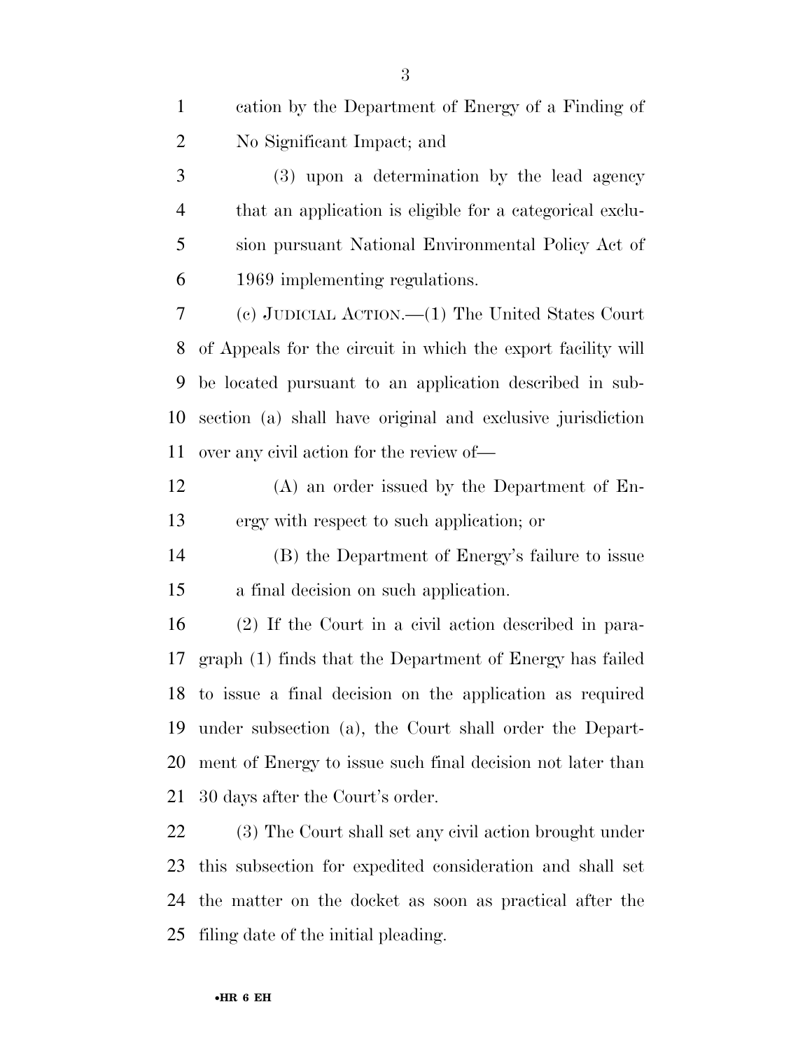cation by the Department of Energy of a Finding of No Significant Impact; and

(3) upon a determination by the lead agency that an application is eligible for a categorical exclusion pursuant National Environmental Policy Act of 1969 implementing regulations.

(c) JUDICIAL ACTION.—(1) The United States Court of Appeals for the circuit in which the export facility will be located pursuant to an application described in subsection (a) shall have original and exclusive jurisdiction over any civil action for the review of—

(A) an order issued by the Department of Energy with respect to such application; or

(B) the Department of Energy's failure to issue a final decision on such application.

(2) If the Court in a civil action described in paragraph (1) finds that the Department of Energy has failed to issue a final decision on the application as required under subsection (a), the Court shall order the Department of Energy to issue such final decision not later than 30 days after the Court's order.

(3) The Court shall set any civil action brought under this subsection for expedited consideration and shall set the matter on the docket as soon as practical after the filing date of the initial pleading.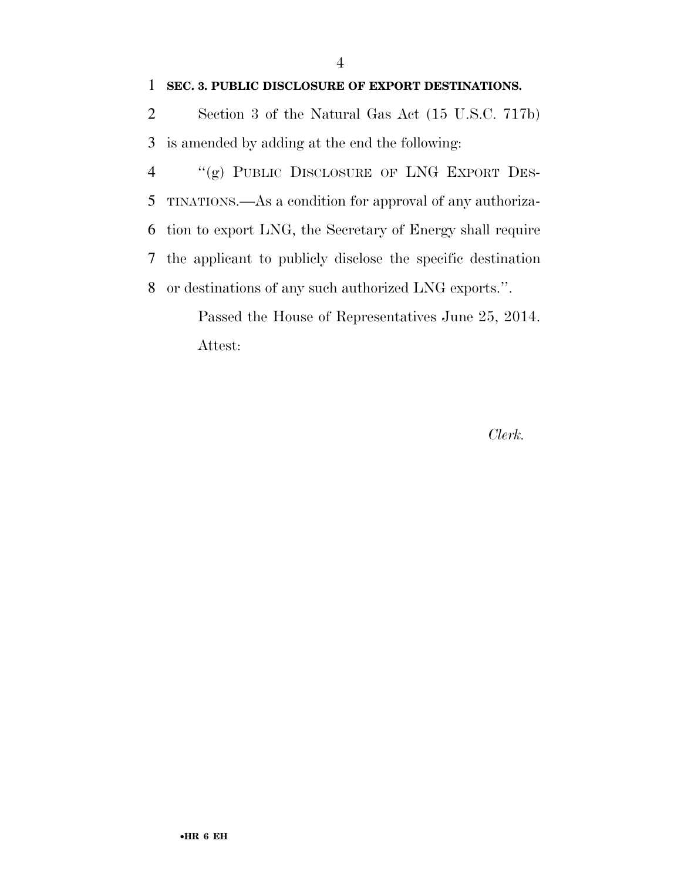**SEC. 3. PUBLIC DISCLOSURE OF EXPORT DESTINATIONS.**

Section 3 of the Natural Gas Act (15 U.S.C. 717b) is amended by adding at the end the following:

"(g) PUBLIC DISCLOSURE OF LNG EXPORT DESTINATIONS.—As a condition for approval of any authorization to export LNG, the Secretary of Energy shall require the applicant to publicly disclose the specific destination or destinations of any such authorized LNG exports.".

Passed the House of Representatives June 25, 2014.

Attest:

*Clerk.*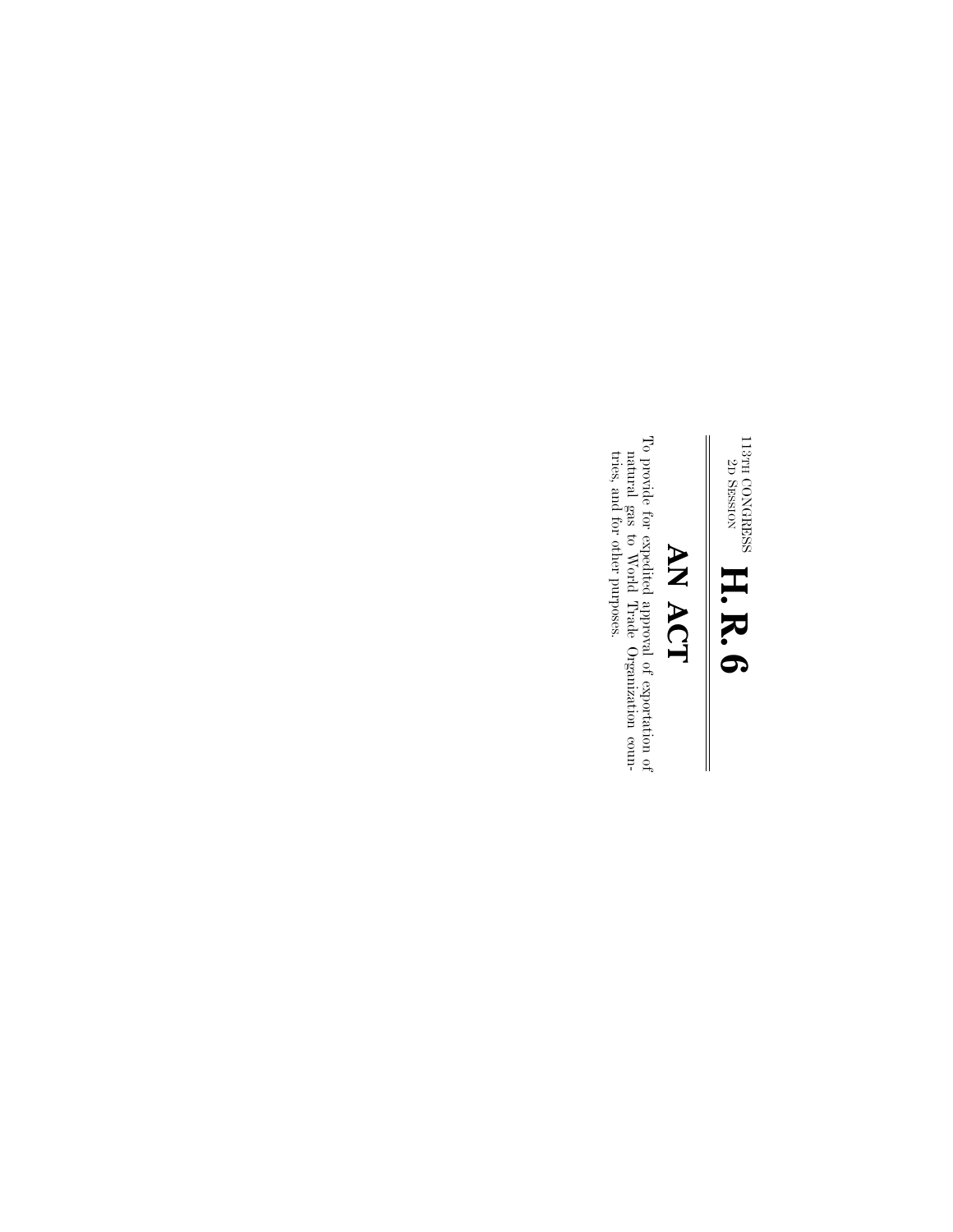113TH CONGRESS
2D SESSION

# H. R. 6

# AN ACT

To provide for expedited approval of exportation of natural gas to World Trade Organization countries, and for other purposes.